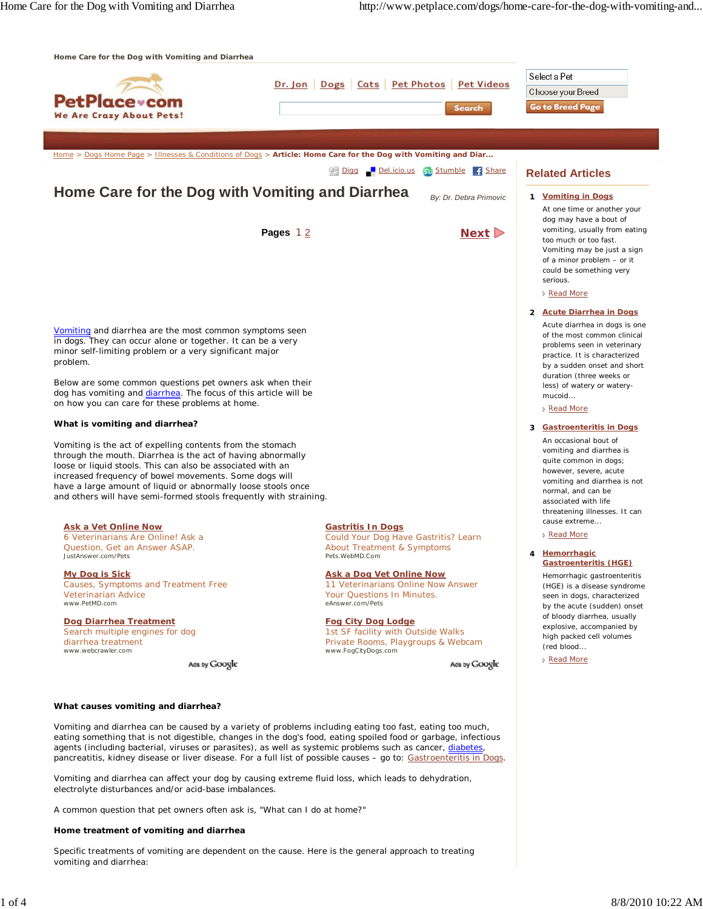Home Care for the Dog with Vomiting and Diarrhea

PetPlace.com We Are Crazy About Pets!

Dr. Jon | Dogs | Cats | Pet Photos | Pet Videos

Search

Select a Pet

Choose your Breed

Go to Breed Page

Home > Dogs Home Page > Illnesses & Conditions of Dogs > Article: Home Care for the Dog with Vomiting and Diar...

Digg | Del.icio.us | Stumble | Share

# Home Care for the Dog with Vomiting and Diarrhea

*By: Dr. Debra Primovic*

**Pages** 1 2 **Next**

Vomiting and diarrhea are the most common symptoms seen in dogs. They can occur alone or together. It can be a very minor self-limiting problem or a very significant major problem.

Below are some common questions pet owners ask when their dog has vomiting and diarrhea. The focus of this article will be on how you can care for these problems at home.

**What is vomiting and diarrhea?**

Vomiting is the act of expelling contents from the stomach through the mouth. Diarrhea is the act of having abnormally loose or liquid stools. This can also be associated with an increased frequency of bowel movements. Some dogs will have a large amount of liquid or abnormally loose stools once and others will have semi-formed stools frequently with straining.

**Ask a Vet Online Now**
6 Veterinarians Are Online! Ask a Question, Get an Answer ASAP.
JustAnswer.com/Pets

**My Dog is Sick**
Causes, Symptoms and Treatment Free Veterinarian Advice
www.PetMD.com

**Dog Diarrhea Treatment**
Search multiple engines for dog diarrhea treatment
www.webcrawler.com

Ads by Google

**Gastritis In Dogs**
Could Your Dog Have Gastritis? Learn About Treatment & Symptoms
Pets.WebMD.Com

**Ask a Dog Vet Online Now**
11 Veterinarians Online Now Answer Your Questions In Minutes.
eAnswer.com/Pets

**Fog City Dog Lodge**
1st SF facility with Outside Walks Private Rooms, Playgroups & Webcam
www.FogCityDogs.com

Ads by Google

**What causes vomiting and diarrhea?**

Vomiting and diarrhea can be caused by a variety of problems including eating too fast, eating too much, eating something that is not digestible, changes in the dog's food, eating spoiled food or garbage, infectious agents (including bacterial, viruses or parasites), as well as systemic problems such as cancer, diabetes, pancreatitis, kidney disease or liver disease. For a full list of possible causes – go to: Gastroenteritis in Dogs.

Vomiting and diarrhea can affect your dog by causing extreme fluid loss, which leads to dehydration, electrolyte disturbances and/or acid-base imbalances.

A common question that pet owners often ask is, "What can I do at home?"

**Home treatment of vomiting and diarrhea**

Specific treatments of vomiting are dependent on the cause. Here is the general approach to treating vomiting and diarrhea:

## Related Articles

1. **Vomiting in Dogs**
   At one time or another your dog may have a bout of vomiting, usually from eating too much or too fast. Vomiting may be just a sign of a minor problem – or it could be something very serious.
   Read More

2. **Acute Diarrhea in Dogs**
   Acute diarrhea in dogs is one of the most common clinical problems seen in veterinary practice. It is characterized by a sudden onset and short duration (three weeks or less) of watery or watery-mucoid...
   Read More

3. **Gastroenteritis in Dogs**
   An occasional bout of vomiting and diarrhea is quite common in dogs; however, severe, acute vomiting and diarrhea is not normal, and can be associated with life threatening illnesses. It can cause extreme...
   Read More

4. **Hemorrhagic Gastroenteritis (HGE)**
   Hemorrhagic gastroenteritis (HGE) is a disease syndrome seen in dogs, characterized by the acute (sudden) onset of bloody diarrhea, usually explosive, accompanied by high packed cell volumes (red blood...
   Read More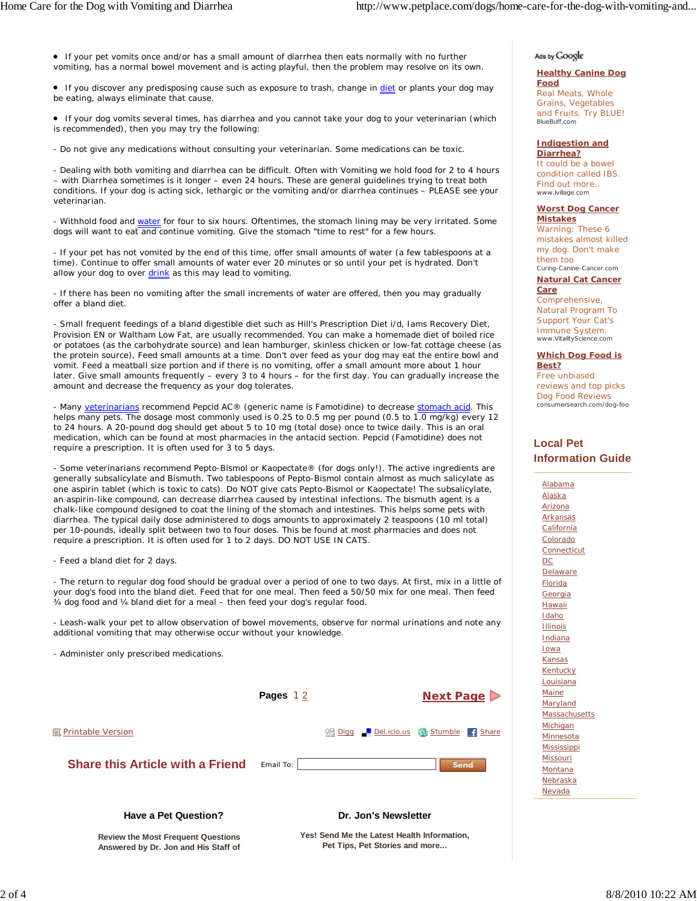- If your pet vomits once and/or has a small amount of diarrhea then eats normally with no further vomiting, has a normal bowel movement and is acting playful, then the problem may resolve on its own.

- If you discover any predisposing cause such as exposure to trash, change in diet or plants your dog may be eating, always eliminate that cause.

- If your dog vomits several times, has diarrhea and you cannot take your dog to your veterinarian (which is recommended), then you may try the following:

- Do not give any medications without consulting your veterinarian. Some medications can be toxic.

- Dealing with both vomiting and diarrhea can be difficult. Often with Vomiting we hold food for 2 to 4 hours – with Diarrhea sometimes is it longer – even 24 hours. These are general guidelines trying to treat both conditions. If your dog is acting sick, lethargic or the vomiting and/or diarrhea continues – PLEASE see your veterinarian.

- Withhold food and water for four to six hours. Oftentimes, the stomach lining may be very irritated. Some dogs will want to eat and continue vomiting. Give the stomach "time to rest" for a few hours.

- If your pet has not vomited by the end of this time, offer small amounts of water (a few tablespoons at a time). Continue to offer small amounts of water ever 20 minutes or so until your pet is hydrated. Don't allow your dog to over drink as this may lead to vomiting.

- If there has been no vomiting after the small increments of water are offered, then you may gradually offer a bland diet.

- Small frequent feedings of a bland digestible diet such as Hill's Prescription Diet i/d, Iams Recovery Diet, Provision EN or Waltham Low Fat, are usually recommended. You can make a homemade diet of boiled rice or potatoes (as the carbohydrate source) and lean hamburger, skinless chicken or low-fat cottage cheese (as the protein source), Feed small amounts at a time. Don't over feed as your dog may eat the entire bowl and vomit. Feed a meatball size portion and if there is no vomiting, offer a small amount more about 1 hour later. Give small amounts frequently – every 3 to 4 hours – for the first day. You can gradually increase the amount and decrease the frequency as your dog tolerates.

- Many veterinarians recommend Pepcid AC® (generic name is Famotidine) to decrease stomach acid. This helps many pets. The dosage most commonly used is 0.25 to 0.5 mg per pound (0.5 to 1.0 mg/kg) every 12 to 24 hours. A 20-pound dog should get about 5 to 10 mg (total dose) once to twice daily. This is an oral medication, which can be found at most pharmacies in the antacid section. Pepcid (Famotidine) does not require a prescription. It is often used for 3 to 5 days.

- Some veterinarians recommend Pepto-Bismol or Kaopectate® (for dogs only!). The active ingredients are generally subsalicylate and Bismuth. Two tablespoons of Pepto-Bismol contain almost as much salicylate as one aspirin tablet (which is toxic to cats). Do NOT give cats Pepto-Bismol or Kaopectate! The subsalicylate, an aspirin-like compound, can decrease diarrhea caused by intestinal infections. The bismuth agent is a chalk-like compound designed to coat the lining of the stomach and intestines. This helps some pets with diarrhea. The typical daily dose administered to dogs amounts to approximately 2 teaspoons (10 ml total) per 10-pounds, ideally split between two to four doses. This be found at most pharmacies and does not require a prescription. It is often used for 1 to 2 days. DO NOT USE IN CATS.

- Feed a bland diet for 2 days.

- The return to regular dog food should be gradual over a period of one to two days. At first, mix in a little of your dog's food into the bland diet. Feed that for one meal. Then feed a 50/50 mix for one meal. Then feed ¾ dog food and ¼ bland diet for a meal – then feed your dog's regular food.

- Leash-walk your pet to allow observation of bowel movements, observe for normal urinations and note any additional vomiting that may otherwise occur without your knowledge.

- Administer only prescribed medications.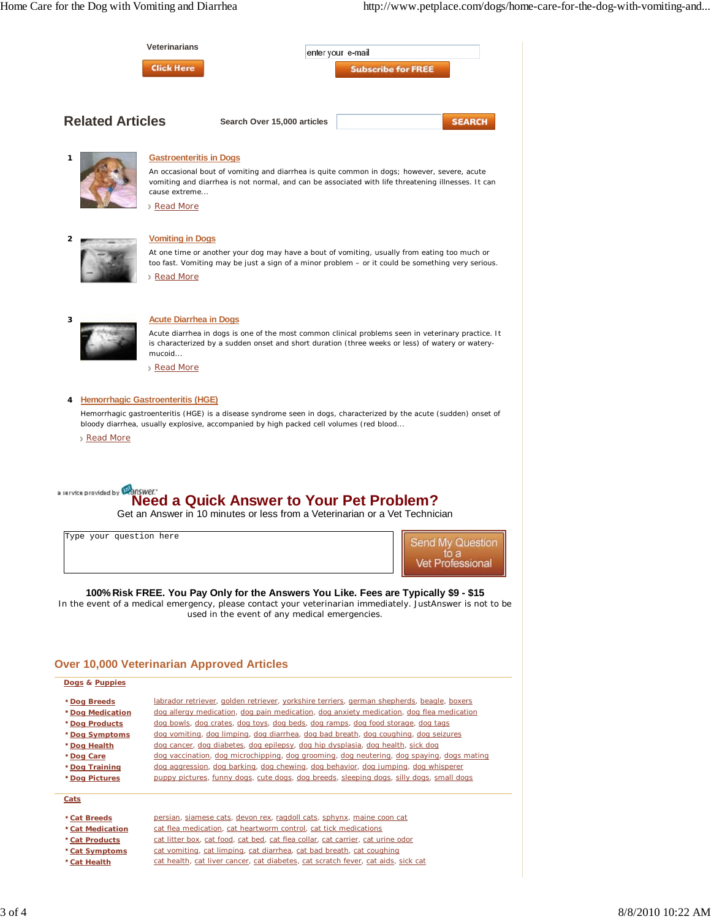Veterinarians

Click Here

enter your e-mail

Subscribe for FREE

## Related Articles

Search Over 15,000 articles

SEARCH

1. **Gastroenteritis in Dogs**

   An occasional bout of vomiting and diarrhea is quite common in dogs; however, severe, acute vomiting and diarrhea is not normal, and can be associated with life threatening illnesses. It can cause extreme...

   › Read More

2. **Vomiting in Dogs**

   At one time or another your dog may have a bout of vomiting, usually from eating too much or too fast. Vomiting may be just a sign of a minor problem – or it could be something very serious.

   › Read More

3. **Acute Diarrhea in Dogs**

   Acute diarrhea in dogs is one of the most common clinical problems seen in veterinary practice. It is characterized by a sudden onset and short duration (three weeks or less) of watery or watery-mucoid...

   › Read More

4. **Hemorrhagic Gastroenteritis (HGE)**

   Hemorrhagic gastroenteritis (HGE) is a disease syndrome seen in dogs, characterized by the acute (sudden) onset of bloody diarrhea, usually explosive, accompanied by high packed cell volumes (red blood...

   › Read More

a service provided by JustAnswer

## Need a Quick Answer to Your Pet Problem?

Get an Answer in 10 minutes or less from a Veterinarian or a Vet Technician

Type your question here

Send My Question to a Vet Professional

**100% Risk FREE. You Pay Only for the Answers You Like. Fees are Typically $9 - $15**

In the event of a medical emergency, please contact your veterinarian immediately. JustAnswer is not to be used in the event of any medical emergencies.

## Over 10,000 Veterinarian Approved Articles

**Dogs & Puppies**

- **Dog Breeds** — labrador retriever, golden retriever, yorkshire terriers, german shepherds, beagle, boxers
- **Dog Medication** — dog allergy medication, dog pain medication, dog anxiety medication, dog flea medication
- **Dog Products** — dog bowls, dog crates, dog toys, dog beds, dog ramps, dog food storage, dog tags
- **Dog Symptoms** — dog vomiting, dog limping, dog diarrhea, dog bad breath, dog coughing, dog seizures
- **Dog Health** — dog cancer, dog diabetes, dog epilepsy, dog hip dysplasia, dog health, sick dog
- **Dog Care** — dog vaccination, dog microchipping, dog grooming, dog neutering, dog spaying, dogs mating
- **Dog Training** — dog aggression, dog barking, dog chewing, dog behavior, dog jumping, dog whisperer
- **Dog Pictures** — puppy pictures, funny dogs, cute dogs, dog breeds, sleeping dogs, silly dogs, small dogs

**Cats**

- **Cat Breeds** — persian, siamese cats, devon rex, ragdoll cats, sphynx, maine coon cat
- **Cat Medication** — cat flea medication, cat heartworm control, cat tick medications
- **Cat Products** — cat litter box, cat food, cat bed, cat flea collar, cat carrier, cat urine odor
- **Cat Symptoms** — cat vomiting, cat limping, cat diarrhea, cat bad breath, cat coughing
- **Cat Health** — cat health, cat liver cancer, cat diabetes, cat scratch fever, cat aids, sick cat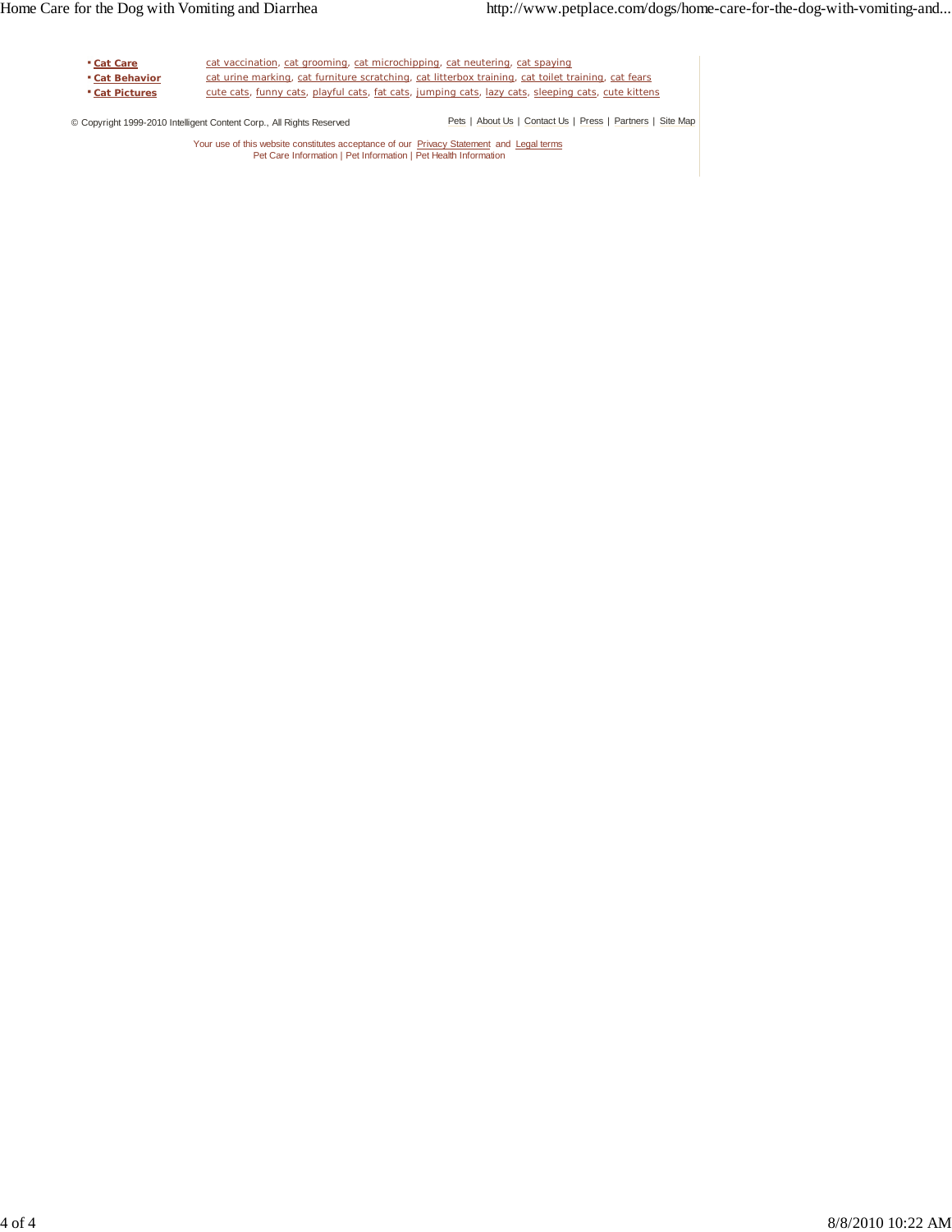- **Cat Care** cat vaccination, cat grooming, cat microchipping, cat neutering, cat spaying
- **Cat Behavior** cat urine marking, cat furniture scratching, cat litterbox training, cat toilet training, cat fears
- **Cat Pictures** cute cats, funny cats, playful cats, fat cats, jumping cats, lazy cats, sleeping cats, cute kittens

© Copyright 1999-2010 Intelligent Content Corp., All Rights Reserved

Pets | About Us | Contact Us | Press | Partners | Site Map

Your use of this website constitutes acceptance of our Privacy Statement and Legal terms
Pet Care Information | Pet Information | Pet Health Information